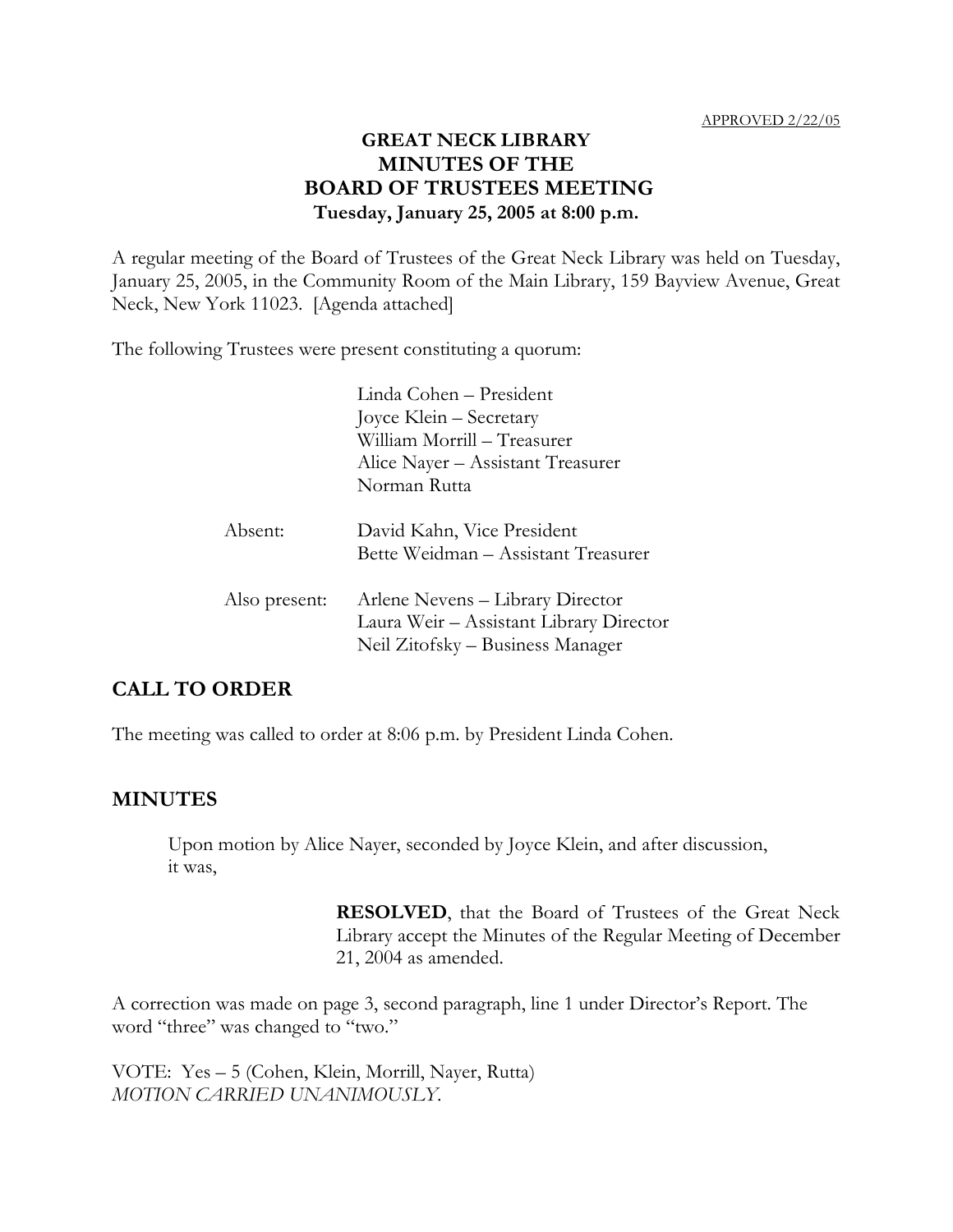APPROVED 2/22/05

# GREAT NECK LIBRARY
# MINUTES OF THE
# BOARD OF TRUSTEES MEETING
**Tuesday, January 25, 2005 at 8:00 p.m.**

A regular meeting of the Board of Trustees of the Great Neck Library was held on Tuesday, January 25, 2005, in the Community Room of the Main Library, 159 Bayview Avenue, Great Neck, New York 11023. [Agenda attached]

The following Trustees were present constituting a quorum:

Linda Cohen – President
Joyce Klein – Secretary
William Morrill – Treasurer
Alice Nayer – Assistant Treasurer
Norman Rutta

Absent: David Kahn, Vice President
Bette Weidman – Assistant Treasurer

Also present: Arlene Nevens – Library Director
Laura Weir – Assistant Library Director
Neil Zitofsky – Business Manager

## CALL TO ORDER

The meeting was called to order at 8:06 p.m. by President Linda Cohen.

## MINUTES

Upon motion by Alice Nayer, seconded by Joyce Klein, and after discussion, it was,

> **RESOLVED**, that the Board of Trustees of the Great Neck Library accept the Minutes of the Regular Meeting of December 21, 2004 as amended.

A correction was made on page 3, second paragraph, line 1 under Director's Report. The word "three" was changed to "two."

VOTE: Yes – 5 (Cohen, Klein, Morrill, Nayer, Rutta)
*MOTION CARRIED UNANIMOUSLY.*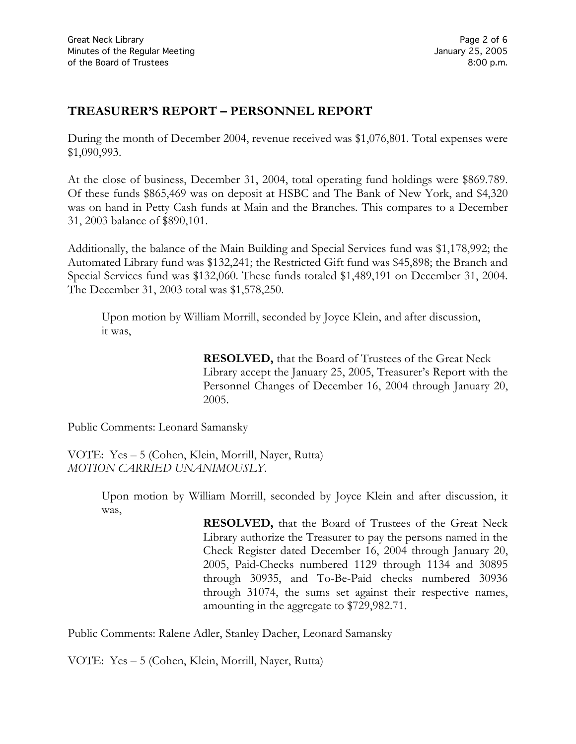## TREASURER'S REPORT – PERSONNEL REPORT

During the month of December 2004, revenue received was $1,076,801. Total expenses were $1,090,993.

At the close of business, December 31, 2004, total operating fund holdings were $869.789. Of these funds $865,469 was on deposit at HSBC and The Bank of New York, and $4,320 was on hand in Petty Cash funds at Main and the Branches. This compares to a December 31, 2003 balance of $890,101.

Additionally, the balance of the Main Building and Special Services fund was $1,178,992; the Automated Library fund was $132,241; the Restricted Gift fund was $45,898; the Branch and Special Services fund was $132,060. These funds totaled $1,489,191 on December 31, 2004. The December 31, 2003 total was $1,578,250.

Upon motion by William Morrill, seconded by Joyce Klein, and after discussion, it was,

> **RESOLVED,** that the Board of Trustees of the Great Neck Library accept the January 25, 2005, Treasurer's Report with the Personnel Changes of December 16, 2004 through January 20, 2005.

Public Comments: Leonard Samansky

VOTE: Yes – 5 (Cohen, Klein, Morrill, Nayer, Rutta)
*MOTION CARRIED UNANIMOUSLY.*

Upon motion by William Morrill, seconded by Joyce Klein and after discussion, it was,

> **RESOLVED,** that the Board of Trustees of the Great Neck Library authorize the Treasurer to pay the persons named in the Check Register dated December 16, 2004 through January 20, 2005, Paid-Checks numbered 1129 through 1134 and 30895 through 30935, and To-Be-Paid checks numbered 30936 through 31074, the sums set against their respective names, amounting in the aggregate to $729,982.71.

Public Comments: Ralene Adler, Stanley Dacher, Leonard Samansky

VOTE: Yes – 5 (Cohen, Klein, Morrill, Nayer, Rutta)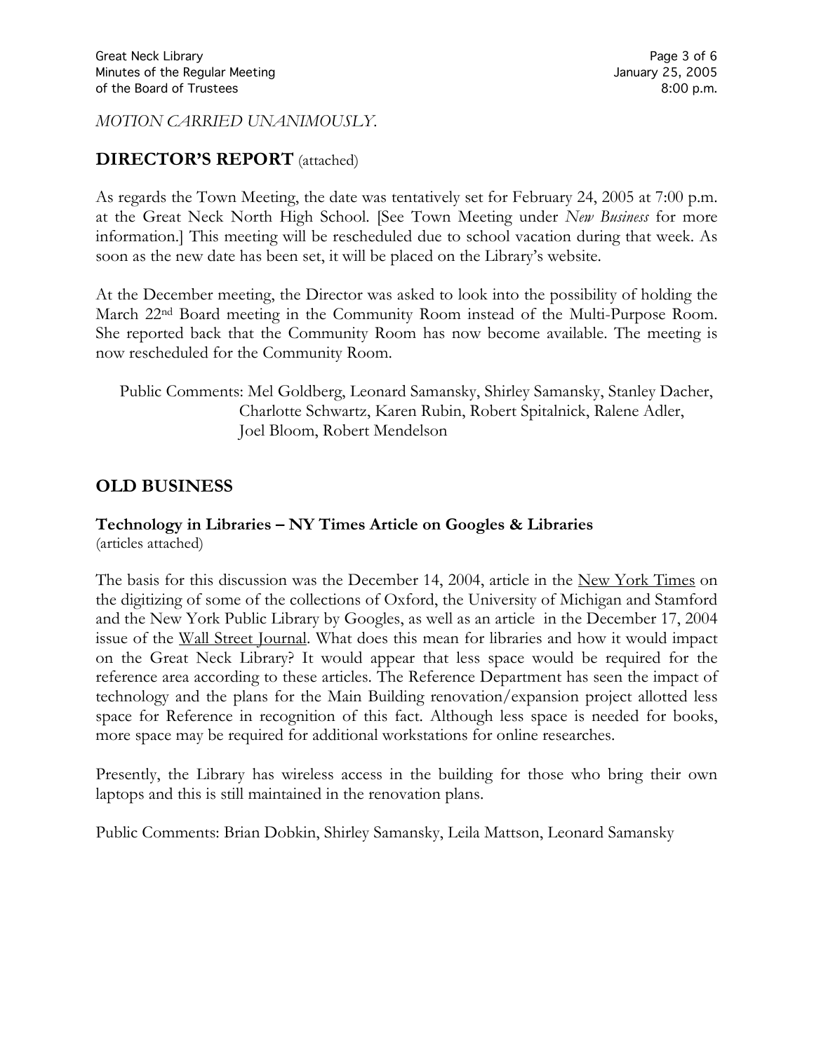*MOTION CARRIED UNANIMOUSLY.*

## DIRECTOR'S REPORT (attached)

As regards the Town Meeting, the date was tentatively set for February 24, 2005 at 7:00 p.m. at the Great Neck North High School. [See Town Meeting under *New Business* for more information.] This meeting will be rescheduled due to school vacation during that week. As soon as the new date has been set, it will be placed on the Library's website.

At the December meeting, the Director was asked to look into the possibility of holding the March 22nd Board meeting in the Community Room instead of the Multi-Purpose Room. She reported back that the Community Room has now become available. The meeting is now rescheduled for the Community Room.

Public Comments: Mel Goldberg, Leonard Samansky, Shirley Samansky, Stanley Dacher, Charlotte Schwartz, Karen Rubin, Robert Spitalnick, Ralene Adler, Joel Bloom, Robert Mendelson

## OLD BUSINESS

### Technology in Libraries – NY Times Article on Googles & Libraries

(articles attached)

The basis for this discussion was the December 14, 2004, article in the New York Times on the digitizing of some of the collections of Oxford, the University of Michigan and Stamford and the New York Public Library by Googles, as well as an article in the December 17, 2004 issue of the Wall Street Journal. What does this mean for libraries and how it would impact on the Great Neck Library? It would appear that less space would be required for the reference area according to these articles. The Reference Department has seen the impact of technology and the plans for the Main Building renovation/expansion project allotted less space for Reference in recognition of this fact. Although less space is needed for books, more space may be required for additional workstations for online researches.

Presently, the Library has wireless access in the building for those who bring their own laptops and this is still maintained in the renovation plans.

Public Comments: Brian Dobkin, Shirley Samansky, Leila Mattson, Leonard Samansky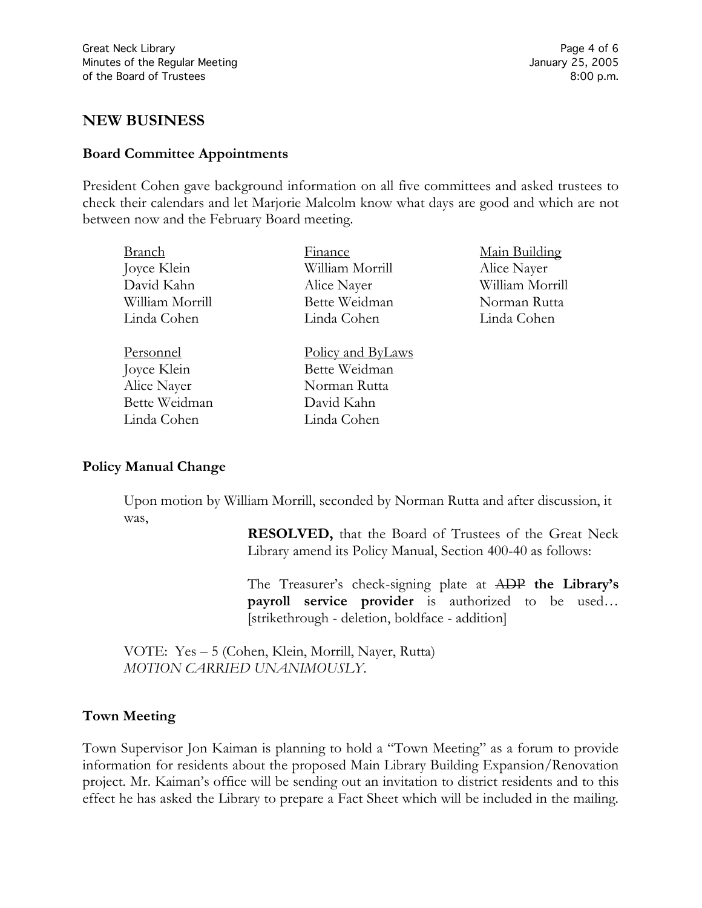## NEW BUSINESS

### Board Committee Appointments

President Cohen gave background information on all five committees and asked trustees to check their calendars and let Marjorie Malcolm know what days are good and which are not between now and the February Board meeting.

| Branch | Finance | Main Building |
|---|---|---|
| Joyce Klein | William Morrill | Alice Nayer |
| David Kahn | Alice Nayer | William Morrill |
| William Morrill | Bette Weidman | Norman Rutta |
| Linda Cohen | Linda Cohen | Linda Cohen |

| Personnel | Policy and ByLaws |
|---|---|
| Joyce Klein | Bette Weidman |
| Alice Nayer | Norman Rutta |
| Bette Weidman | David Kahn |
| Linda Cohen | Linda Cohen |

### Policy Manual Change

Upon motion by William Morrill, seconded by Norman Rutta and after discussion, it was,

> **RESOLVED,** that the Board of Trustees of the Great Neck Library amend its Policy Manual, Section 400-40 as follows:
>
> The Treasurer's check-signing plate at ~~ADP~~ **the Library's payroll service provider** is authorized to be used… [strikethrough - deletion, boldface - addition]

VOTE: Yes – 5 (Cohen, Klein, Morrill, Nayer, Rutta)
*MOTION CARRIED UNANIMOUSLY.*

### Town Meeting

Town Supervisor Jon Kaiman is planning to hold a "Town Meeting" as a forum to provide information for residents about the proposed Main Library Building Expansion/Renovation project. Mr. Kaiman's office will be sending out an invitation to district residents and to this effect he has asked the Library to prepare a Fact Sheet which will be included in the mailing.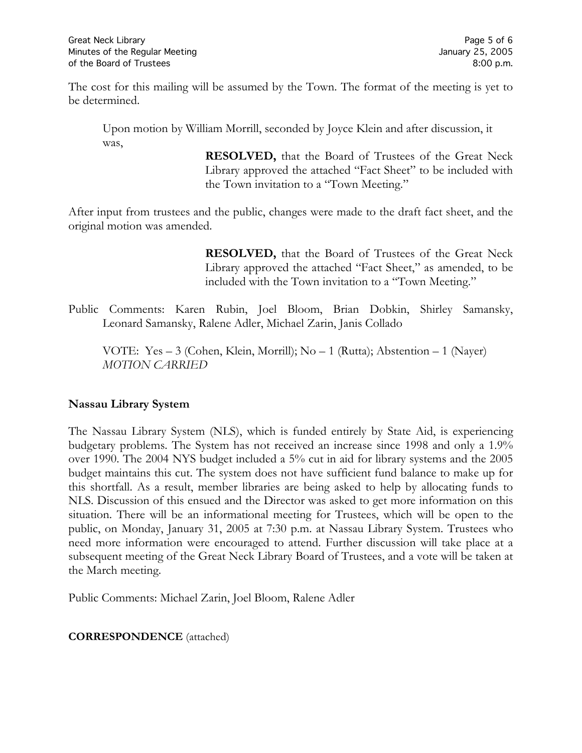The cost for this mailing will be assumed by the Town. The format of the meeting is yet to be determined.

Upon motion by William Morrill, seconded by Joyce Klein and after discussion, it was,

> **RESOLVED,** that the Board of Trustees of the Great Neck Library approved the attached "Fact Sheet" to be included with the Town invitation to a "Town Meeting."

After input from trustees and the public, changes were made to the draft fact sheet, and the original motion was amended.

> **RESOLVED,** that the Board of Trustees of the Great Neck Library approved the attached "Fact Sheet," as amended, to be included with the Town invitation to a "Town Meeting."

Public Comments: Karen Rubin, Joel Bloom, Brian Dobkin, Shirley Samansky, Leonard Samansky, Ralene Adler, Michael Zarin, Janis Collado

VOTE: Yes – 3 (Cohen, Klein, Morrill); No – 1 (Rutta); Abstention – 1 (Nayer)
*MOTION CARRIED*

**Nassau Library System**

The Nassau Library System (NLS), which is funded entirely by State Aid, is experiencing budgetary problems. The System has not received an increase since 1998 and only a 1.9% over 1990. The 2004 NYS budget included a 5% cut in aid for library systems and the 2005 budget maintains this cut. The system does not have sufficient fund balance to make up for this shortfall. As a result, member libraries are being asked to help by allocating funds to NLS. Discussion of this ensued and the Director was asked to get more information on this situation. There will be an informational meeting for Trustees, which will be open to the public, on Monday, January 31, 2005 at 7:30 p.m. at Nassau Library System. Trustees who need more information were encouraged to attend. Further discussion will take place at a subsequent meeting of the Great Neck Library Board of Trustees, and a vote will be taken at the March meeting.

Public Comments: Michael Zarin, Joel Bloom, Ralene Adler

**CORRESPONDENCE** (attached)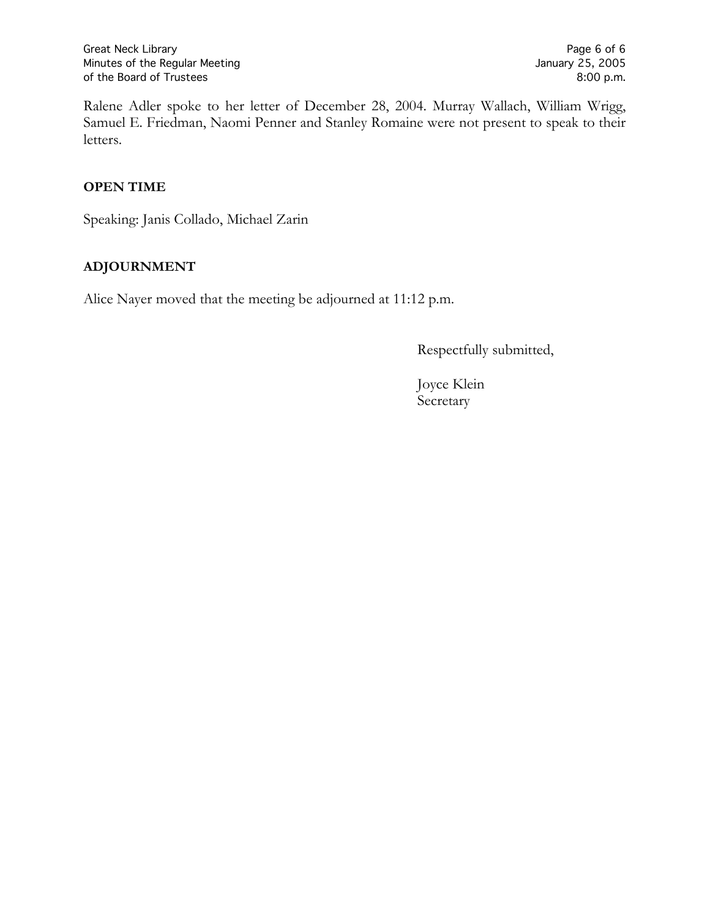Ralene Adler spoke to her letter of December 28, 2004. Murray Wallach, William Wrigg, Samuel E. Friedman, Naomi Penner and Stanley Romaine were not present to speak to their letters.

**OPEN TIME**

Speaking: Janis Collado, Michael Zarin

**ADJOURNMENT**

Alice Nayer moved that the meeting be adjourned at 11:12 p.m.

Respectfully submitted,

Joyce Klein
Secretary